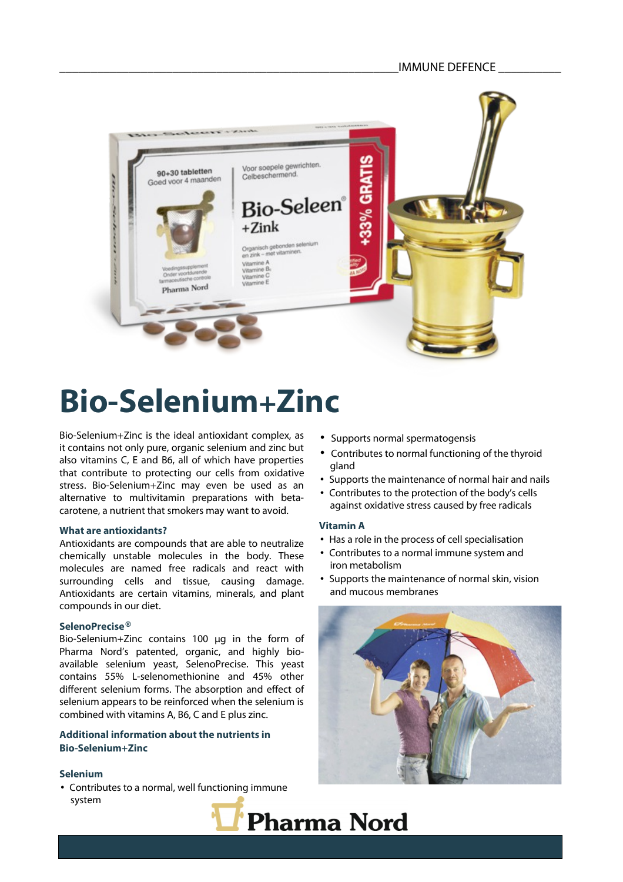# Bio-Selenium+Zinc

Bio-Selenium+Zinc is the ideal antioxidant complex, as it contains not only pure, organic selenium and zinc but also vitamins C, E and B6, all of which have properties that contribute to protecting our cells from oxidative stress. Bio-Selenium+Zinc may even be used as an alternative to multivitamin preparations with beta-carotene, a nutrient that smokers may want to avoid.

### What are antioxidants?

Antioxidants are compounds that are able to neutralize chemically unstable molecules in the body. These molecules are named free radicals and react with surrounding cells and tissue, causing damage. Antioxidants are certain vitamins, minerals, and plant compounds in our diet.

### SelenoPrecise®

Bio-Selenium+Zinc contains 100 µg in the form of Pharma Nord's patented, organic, and highly bio-available selenium yeast, SelenoPrecise. This yeast contains 55% L-selenomethionine and 45% other different selenium forms. The absorption and effect of selenium appears to be reinforced when the selenium is combined with vitamins A, B6, C and E plus zinc.

### Additional information about the nutrients in Bio-Selenium+Zinc

### Selenium

- Contributes to a normal, well functioning immune system
- Supports normal spermatogensis
- Contributes to normal functioning of the thyroid gland
- Supports the maintenance of normal hair and nails
- Contributes to the protection of the body's cells against oxidative stress caused by free radicals

### Vitamin A

- Has a role in the process of cell specialisation
- Contributes to a normal immune system and iron metabolism
- Supports the maintenance of normal skin, vision and mucous membranes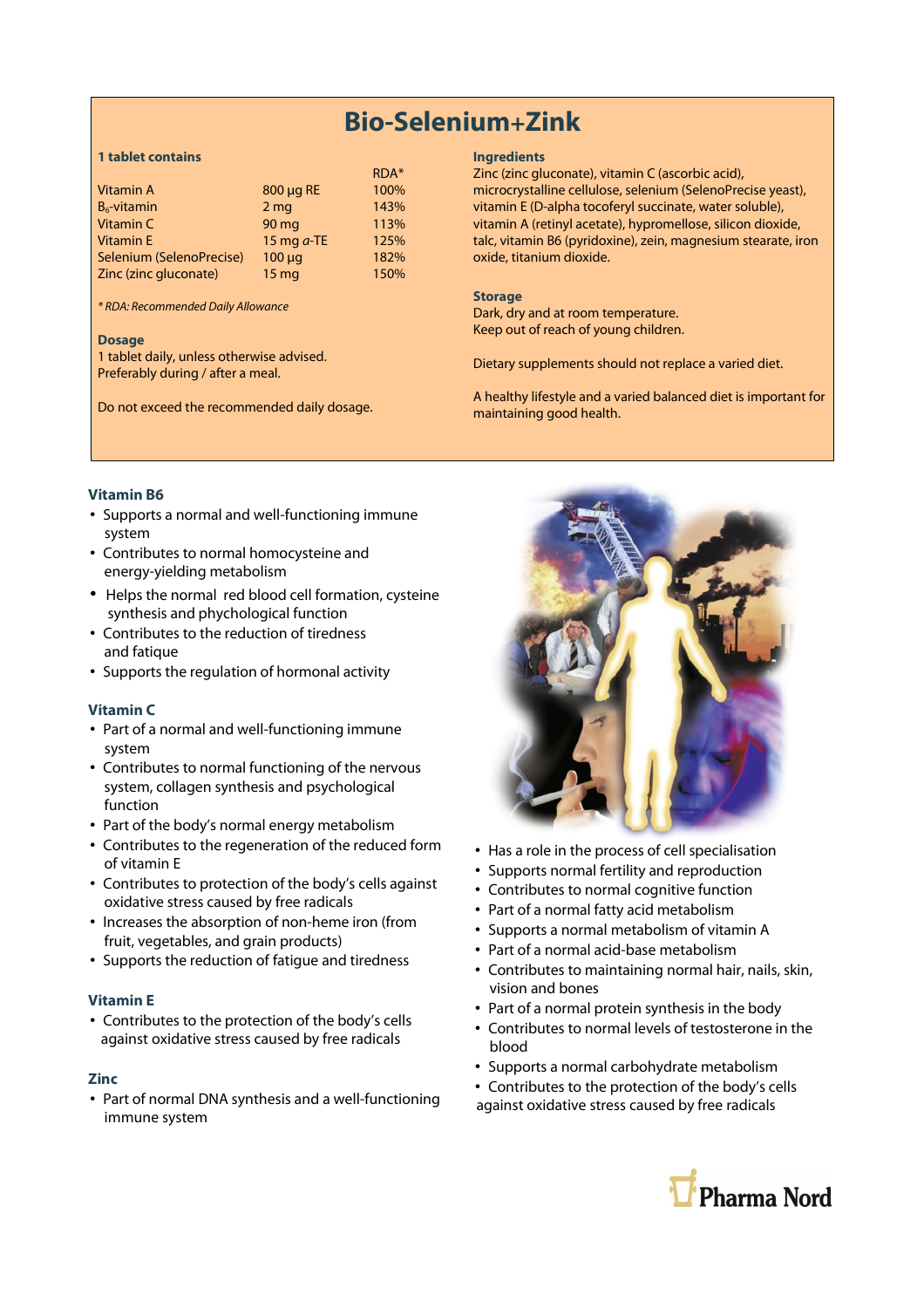# Bio-Selenium+Zink

**1 tablet contains**

| | | RDA* |
|---|---|---|
| Vitamin A | 800 µg RE | 100% |
| $B_6$-vitamin | 2 mg | 143% |
| Vitamin C | 90 mg | 113% |
| Vitamin E | 15 mg *α*-TE | 125% |
| Selenium (SelenoPrecise) | 100 µg | 182% |
| Zinc (zinc gluconate) | 15 mg | 150% |

*\* RDA: Recommended Daily Allowance*

**Dosage**

1 tablet daily, unless otherwise advised.
Preferably during / after a meal.

Do not exceed the recommended daily dosage.

**Ingredients**

Zinc (zinc gluconate), vitamin C (ascorbic acid), microcrystalline cellulose, selenium (SelenoPrecise yeast), vitamin E (D-alpha tocoferyl succinate, water soluble), vitamin A (retinyl acetate), hypromellose, silicon dioxide, talc, vitamin B6 (pyridoxine), zein, magnesium stearate, iron oxide, titanium dioxide.

**Storage**

Dark, dry and at room temperature.
Keep out of reach of young children.

Dietary supplements should not replace a varied diet.

A healthy lifestyle and a varied balanced diet is important for maintaining good health.

### Vitamin B6

- Supports a normal and well-functioning immune system
- Contributes to normal homocysteine and energy-yielding metabolism
- Helps the normal red blood cell formation, cysteine synthesis and phychological function
- Contributes to the reduction of tiredness and fatique
- Supports the regulation of hormonal activity

### Vitamin C

- Part of a normal and well-functioning immune system
- Contributes to normal functioning of the nervous system, collagen synthesis and psychological function
- Part of the body's normal energy metabolism
- Contributes to the regeneration of the reduced form of vitamin E
- Contributes to protection of the body's cells against oxidative stress caused by free radicals
- Increases the absorption of non-heme iron (from fruit, vegetables, and grain products)
- Supports the reduction of fatigue and tiredness

### Vitamin E

- Contributes to the protection of the body's cells against oxidative stress caused by free radicals

### Zinc

- Part of normal DNA synthesis and a well-functioning immune system
- Has a role in the process of cell specialisation
- Supports normal fertility and reproduction
- Contributes to normal cognitive function
- Part of a normal fatty acid metabolism
- Supports a normal metabolism of vitamin A
- Part of a normal acid-base metabolism
- Contributes to maintaining normal hair, nails, skin, vision and bones
- Part of a normal protein synthesis in the body
- Contributes to normal levels of testosterone in the blood
- Supports a normal carbohydrate metabolism
- Contributes to the protection of the body's cells against oxidative stress caused by free radicals

Pharma Nord